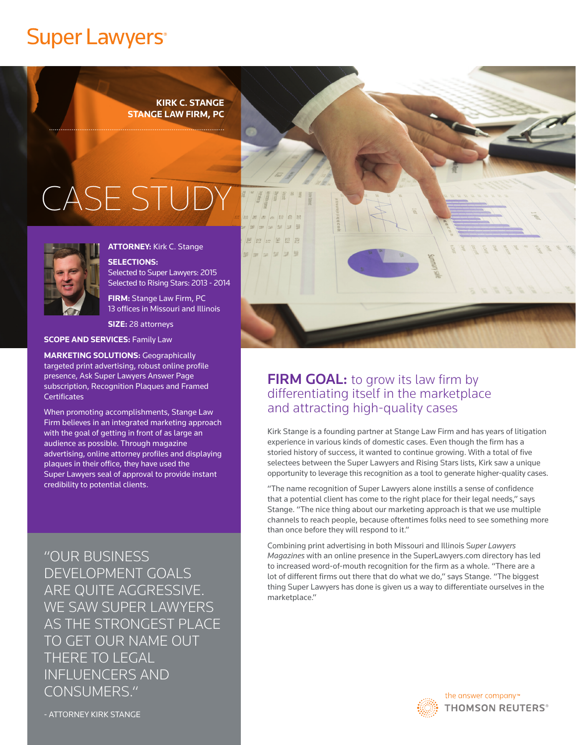# Super Lawyers

**KIRK C. STANGE**
**STANGE LAW FIRM, PC**

# CASE STUDY

**ATTORNEY:** Kirk C. Stange

**SELECTIONS:**
Selected to Super Lawyers: 2015
Selected to Rising Stars: 2013 - 2014

**FIRM:** Stange Law Firm, PC
13 offices in Missouri and Illinois

**SIZE:** 28 attorneys

**SCOPE AND SERVICES:** Family Law

**MARKETING SOLUTIONS:** Geographically targeted print advertising, robust online profile presence, Ask Super Lawyers Answer Page subscription, Recognition Plaques and Framed Certificates

When promoting accomplishments, Stange Law Firm believes in an integrated marketing approach with the goal of getting in front of as large an audience as possible. Through magazine advertising, online attorney profiles and displaying plaques in their office, they have used the Super Lawyers seal of approval to provide instant credibility to potential clients.

"OUR BUSINESS DEVELOPMENT GOALS ARE QUITE AGGRESSIVE. WE SAW SUPER LAWYERS AS THE STRONGEST PLACE TO GET OUR NAME OUT THERE TO LEGAL INFLUENCERS AND CONSUMERS."

- ATTORNEY KIRK STANGE

## FIRM GOAL: to grow its law firm by differentiating itself in the marketplace and attracting high-quality cases

Kirk Stange is a founding partner at Stange Law Firm and has years of litigation experience in various kinds of domestic cases. Even though the firm has a storied history of success, it wanted to continue growing. With a total of five selectees between the Super Lawyers and Rising Stars lists, Kirk saw a unique opportunity to leverage this recognition as a tool to generate higher-quality cases.

"The name recognition of Super Lawyers alone instills a sense of confidence that a potential client has come to the right place for their legal needs," says Stange. "The nice thing about our marketing approach is that we use multiple channels to reach people, because oftentimes folks need to see something more than once before they will respond to it."

Combining print advertising in both Missouri and Illinois *Super Lawyers Magazines* with an online presence in the SuperLawyers.com directory has led to increased word-of-mouth recognition for the firm as a whole. "There are a lot of different firms out there that do what we do," says Stange. "The biggest thing Super Lawyers has done is given us a way to differentiate ourselves in the marketplace."

the answer company™
THOMSON REUTERS®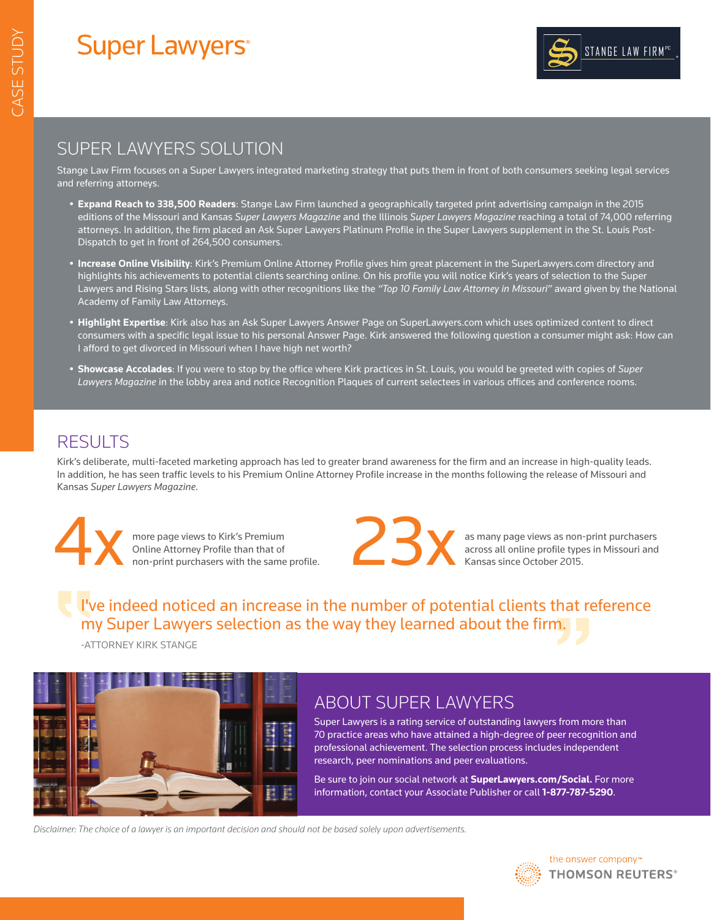CASE STUDY

Super Lawyers®

STANGE LAW FIRM PC

## SUPER LAWYERS SOLUTION

Stange Law Firm focuses on a Super Lawyers integrated marketing strategy that puts them in front of both consumers seeking legal services and referring attorneys.

- **Expand Reach to 338,500 Readers**: Stange Law Firm launched a geographically targeted print advertising campaign in the 2015 editions of the Missouri and Kansas *Super Lawyers Magazine* and the Illinois *Super Lawyers Magazine* reaching a total of 74,000 referring attorneys. In addition, the firm placed an Ask Super Lawyers Platinum Profile in the Super Lawyers supplement in the St. Louis Post-Dispatch to get in front of 264,500 consumers.
- **Increase Online Visibility**: Kirk's Premium Online Attorney Profile gives him great placement in the SuperLawyers.com directory and highlights his achievements to potential clients searching online. On his profile you will notice Kirk's years of selection to the Super Lawyers and Rising Stars lists, along with other recognitions like the *"Top 10 Family Law Attorney in Missouri"* award given by the National Academy of Family Law Attorneys.
- **Highlight Expertise**: Kirk also has an Ask Super Lawyers Answer Page on SuperLawyers.com which uses optimized content to direct consumers with a specific legal issue to his personal Answer Page. Kirk answered the following question a consumer might ask: How can I afford to get divorced in Missouri when I have high net worth?
- **Showcase Accolades**: If you were to stop by the office where Kirk practices in St. Louis, you would be greeted with copies of *Super Lawyers Magazine* in the lobby area and notice Recognition Plaques of current selectees in various offices and conference rooms.

## RESULTS

Kirk's deliberate, multi-faceted marketing approach has led to greater brand awareness for the firm and an increase in high-quality leads. In addition, he has seen traffic levels to his Premium Online Attorney Profile increase in the months following the release of Missouri and Kansas *Super Lawyers Magazine*.

**4x** more page views to Kirk's Premium Online Attorney Profile than that of non-print purchasers with the same profile.

**23x** as many page views as non-print purchasers across all online profile types in Missouri and Kansas since October 2015.

> "I've indeed noticed an increase in the number of potential clients that reference my Super Lawyers selection as the way they learned about the firm."
>
> -ATTORNEY KIRK STANGE

## ABOUT SUPER LAWYERS

Super Lawyers is a rating service of outstanding lawyers from more than 70 practice areas who have attained a high-degree of peer recognition and professional achievement. The selection process includes independent research, peer nominations and peer evaluations.

Be sure to join our social network at **SuperLawyers.com/Social.** For more information, contact your Associate Publisher or call **1-877-787-5290**.

*Disclaimer: The choice of a lawyer is an important decision and should not be based solely upon advertisements.*

the answer company™
THOMSON REUTERS®